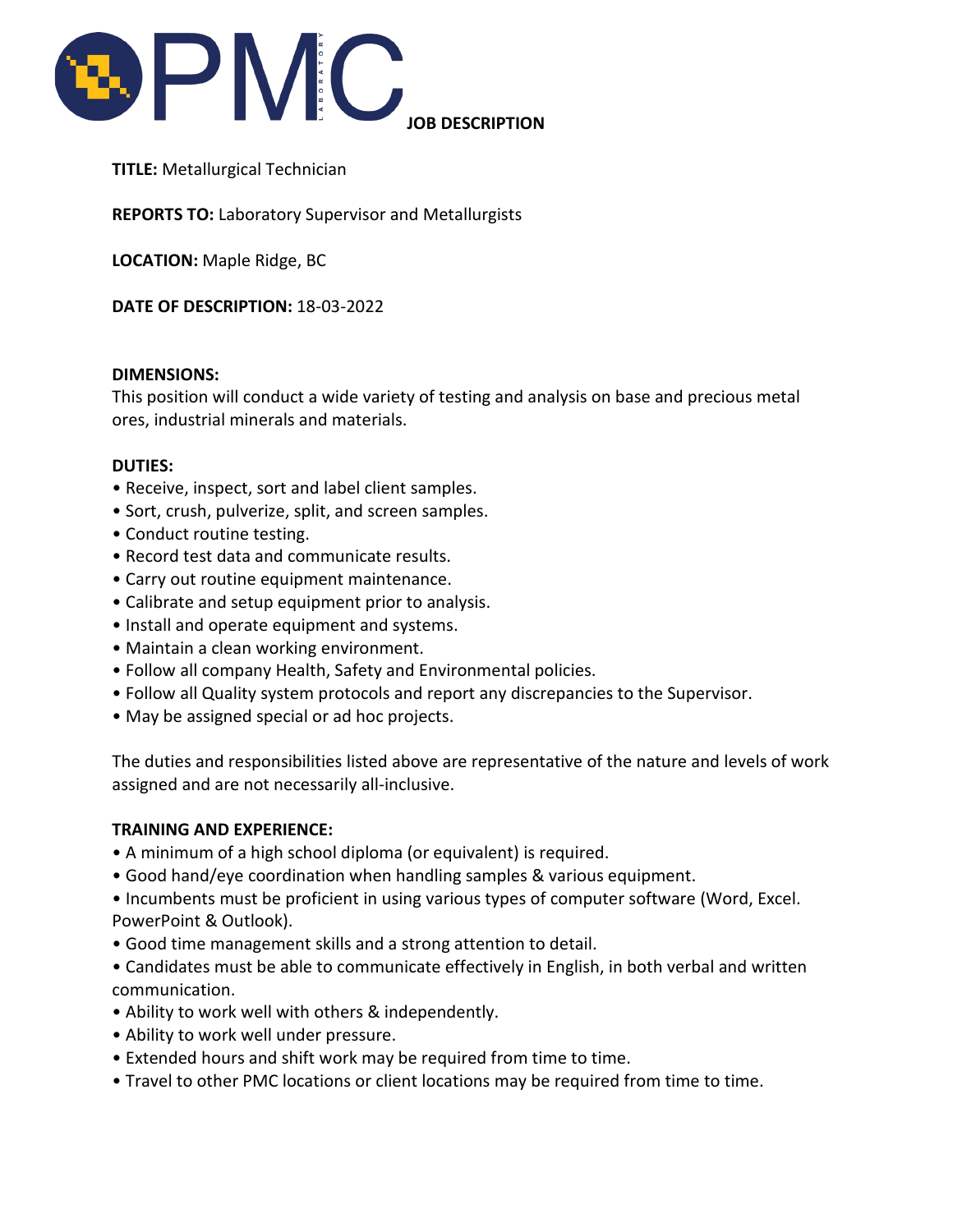PMC LABORATORY

# JOB DESCRIPTION

**TITLE:** Metallurgical Technician

**REPORTS TO:** Laboratory Supervisor and Metallurgists

**LOCATION:** Maple Ridge, BC

**DATE OF DESCRIPTION:** 18-03-2022

**DIMENSIONS:**
This position will conduct a wide variety of testing and analysis on base and precious metal ores, industrial minerals and materials.

**DUTIES:**
- Receive, inspect, sort and label client samples.
- Sort, crush, pulverize, split, and screen samples.
- Conduct routine testing.
- Record test data and communicate results.
- Carry out routine equipment maintenance.
- Calibrate and setup equipment prior to analysis.
- Install and operate equipment and systems.
- Maintain a clean working environment.
- Follow all company Health, Safety and Environmental policies.
- Follow all Quality system protocols and report any discrepancies to the Supervisor.
- May be assigned special or ad hoc projects.

The duties and responsibilities listed above are representative of the nature and levels of work assigned and are not necessarily all-inclusive.

**TRAINING AND EXPERIENCE:**
- A minimum of a high school diploma (or equivalent) is required.
- Good hand/eye coordination when handling samples & various equipment.
- Incumbents must be proficient in using various types of computer software (Word, Excel. PowerPoint & Outlook).
- Good time management skills and a strong attention to detail.
- Candidates must be able to communicate effectively in English, in both verbal and written communication.
- Ability to work well with others & independently.
- Ability to work well under pressure.
- Extended hours and shift work may be required from time to time.
- Travel to other PMC locations or client locations may be required from time to time.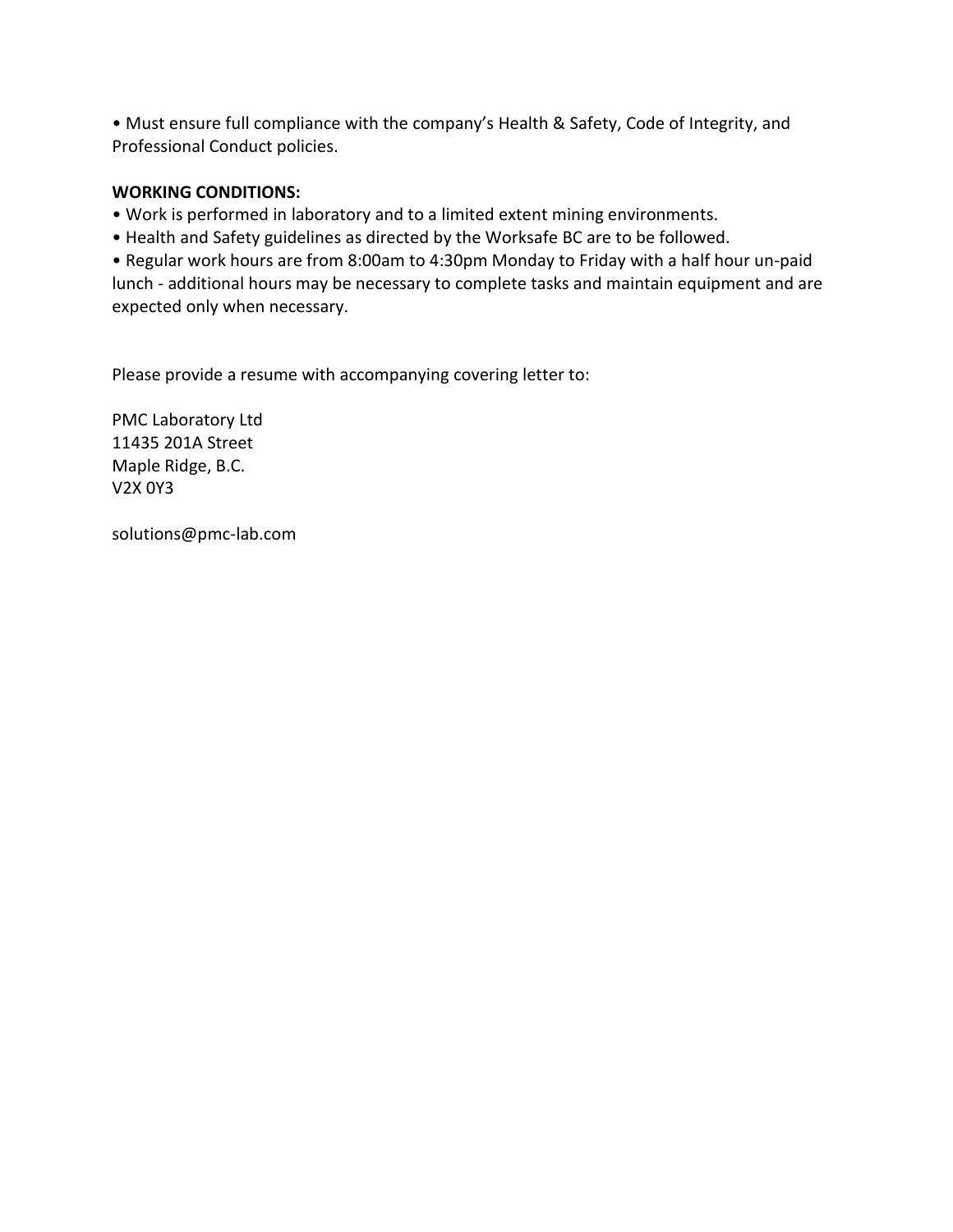- Must ensure full compliance with the company's Health & Safety, Code of Integrity, and Professional Conduct policies.

**WORKING CONDITIONS:**

- Work is performed in laboratory and to a limited extent mining environments.
- Health and Safety guidelines as directed by the Worksafe BC are to be followed.
- Regular work hours are from 8:00am to 4:30pm Monday to Friday with a half hour un-paid lunch - additional hours may be necessary to complete tasks and maintain equipment and are expected only when necessary.

Please provide a resume with accompanying covering letter to:

PMC Laboratory Ltd
11435 201A Street
Maple Ridge, B.C.
V2X 0Y3

solutions@pmc-lab.com